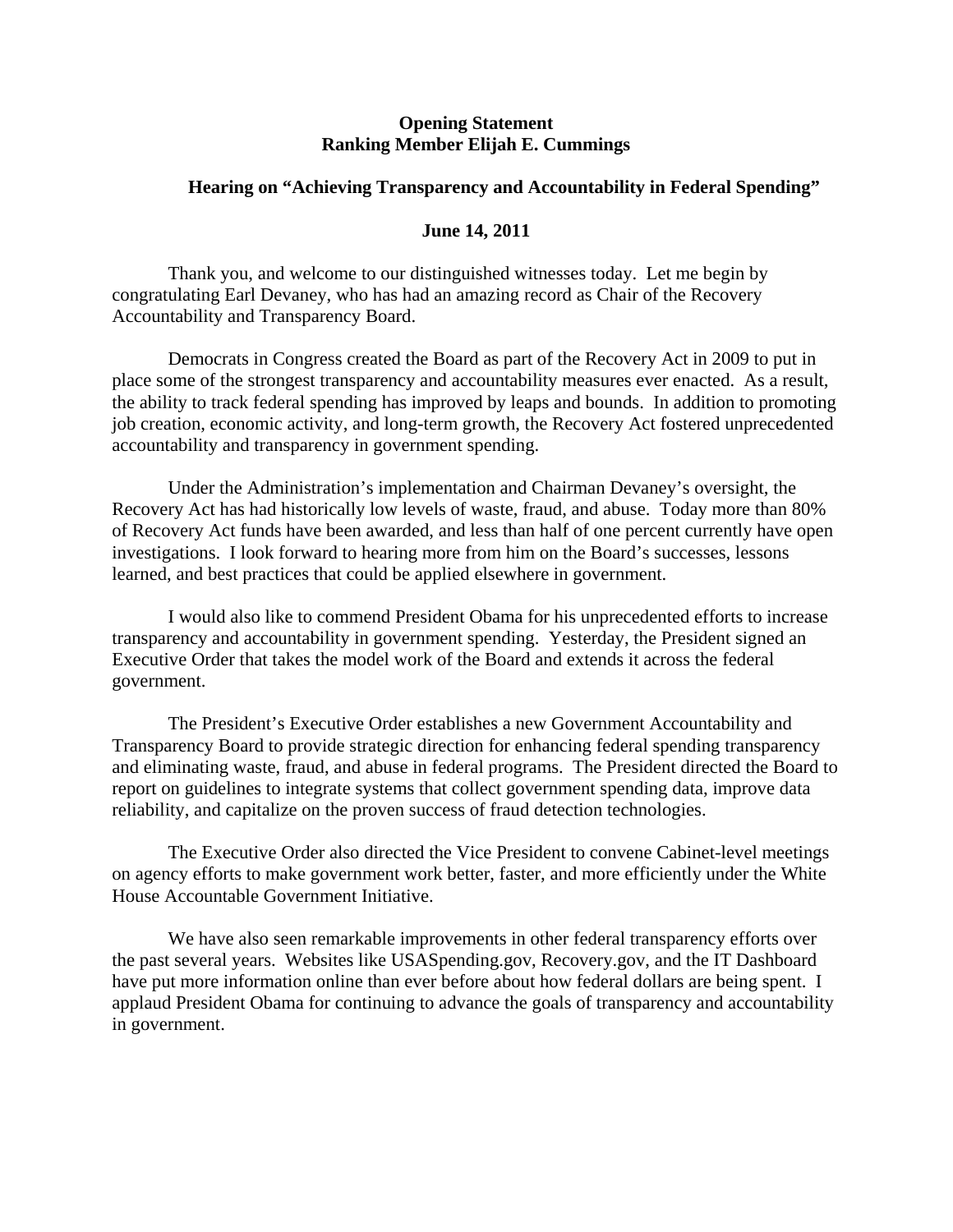**Opening Statement**
**Ranking Member Elijah E. Cummings**

**Hearing on "Achieving Transparency and Accountability in Federal Spending"**

**June 14, 2011**

Thank you, and welcome to our distinguished witnesses today. Let me begin by congratulating Earl Devaney, who has had an amazing record as Chair of the Recovery Accountability and Transparency Board.

Democrats in Congress created the Board as part of the Recovery Act in 2009 to put in place some of the strongest transparency and accountability measures ever enacted. As a result, the ability to track federal spending has improved by leaps and bounds. In addition to promoting job creation, economic activity, and long-term growth, the Recovery Act fostered unprecedented accountability and transparency in government spending.

Under the Administration's implementation and Chairman Devaney's oversight, the Recovery Act has had historically low levels of waste, fraud, and abuse. Today more than 80% of Recovery Act funds have been awarded, and less than half of one percent currently have open investigations. I look forward to hearing more from him on the Board's successes, lessons learned, and best practices that could be applied elsewhere in government.

I would also like to commend President Obama for his unprecedented efforts to increase transparency and accountability in government spending. Yesterday, the President signed an Executive Order that takes the model work of the Board and extends it across the federal government.

The President's Executive Order establishes a new Government Accountability and Transparency Board to provide strategic direction for enhancing federal spending transparency and eliminating waste, fraud, and abuse in federal programs. The President directed the Board to report on guidelines to integrate systems that collect government spending data, improve data reliability, and capitalize on the proven success of fraud detection technologies.

The Executive Order also directed the Vice President to convene Cabinet-level meetings on agency efforts to make government work better, faster, and more efficiently under the White House Accountable Government Initiative.

We have also seen remarkable improvements in other federal transparency efforts over the past several years. Websites like USASpending.gov, Recovery.gov, and the IT Dashboard have put more information online than ever before about how federal dollars are being spent. I applaud President Obama for continuing to advance the goals of transparency and accountability in government.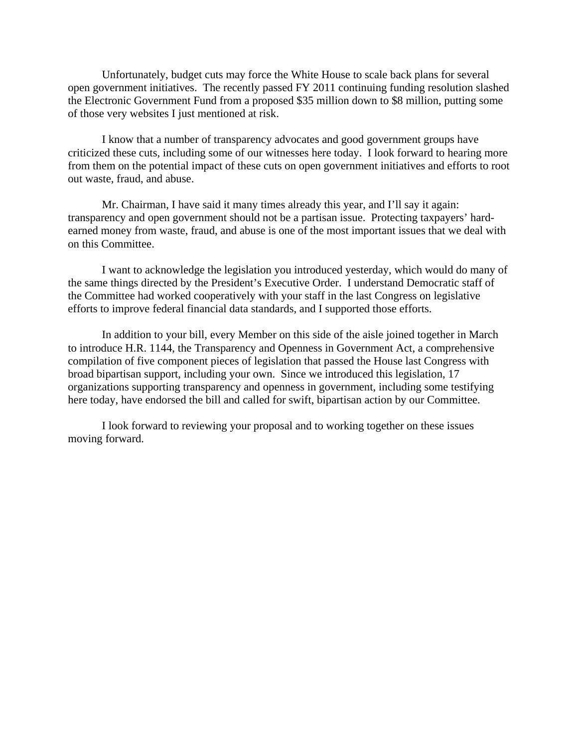Unfortunately, budget cuts may force the White House to scale back plans for several open government initiatives. The recently passed FY 2011 continuing funding resolution slashed the Electronic Government Fund from a proposed $35 million down to $8 million, putting some of those very websites I just mentioned at risk.

I know that a number of transparency advocates and good government groups have criticized these cuts, including some of our witnesses here today. I look forward to hearing more from them on the potential impact of these cuts on open government initiatives and efforts to root out waste, fraud, and abuse.

Mr. Chairman, I have said it many times already this year, and I'll say it again: transparency and open government should not be a partisan issue. Protecting taxpayers' hard-earned money from waste, fraud, and abuse is one of the most important issues that we deal with on this Committee.

I want to acknowledge the legislation you introduced yesterday, which would do many of the same things directed by the President's Executive Order. I understand Democratic staff of the Committee had worked cooperatively with your staff in the last Congress on legislative efforts to improve federal financial data standards, and I supported those efforts.

In addition to your bill, every Member on this side of the aisle joined together in March to introduce H.R. 1144, the Transparency and Openness in Government Act, a comprehensive compilation of five component pieces of legislation that passed the House last Congress with broad bipartisan support, including your own. Since we introduced this legislation, 17 organizations supporting transparency and openness in government, including some testifying here today, have endorsed the bill and called for swift, bipartisan action by our Committee.

I look forward to reviewing your proposal and to working together on these issues moving forward.